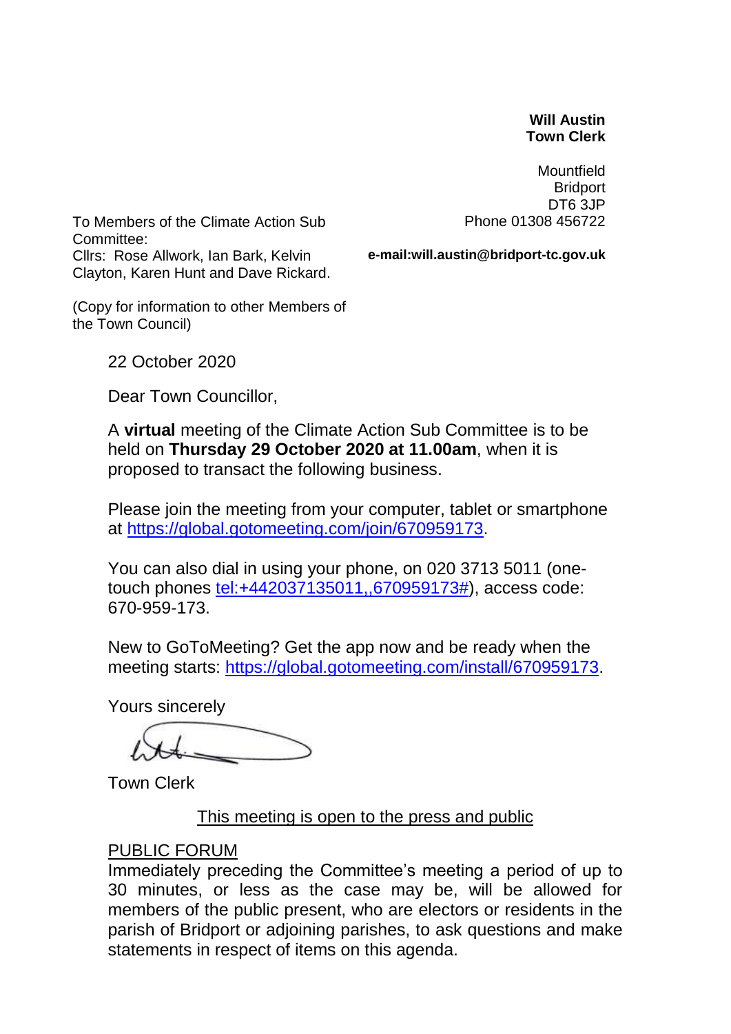**Will Austin**
**Town Clerk**

Mountfield
Bridport
DT6 3JP
Phone 01308 456722

**e-mail:will.austin@bridport-tc.gov.uk**

To Members of the Climate Action Sub Committee:
Cllrs: Rose Allwork, Ian Bark, Kelvin Clayton, Karen Hunt and Dave Rickard.

(Copy for information to other Members of the Town Council)

22 October 2020

Dear Town Councillor,

A **virtual** meeting of the Climate Action Sub Committee is to be held on **Thursday 29 October 2020 at 11.00am**, when it is proposed to transact the following business.

Please join the meeting from your computer, tablet or smartphone at https://global.gotomeeting.com/join/670959173.

You can also dial in using your phone, on 020 3713 5011 (one-touch phones tel:+442037135011,,670959173#), access code: 670-959-173.

New to GoToMeeting? Get the app now and be ready when the meeting starts: https://global.gotomeeting.com/install/670959173.

Yours sincerely

Town Clerk

<u>This meeting is open to the press and public</u>

<u>PUBLIC FORUM</u>

Immediately preceding the Committee's meeting a period of up to 30 minutes, or less as the case may be, will be allowed for members of the public present, who are electors or residents in the parish of Bridport or adjoining parishes, to ask questions and make statements in respect of items on this agenda.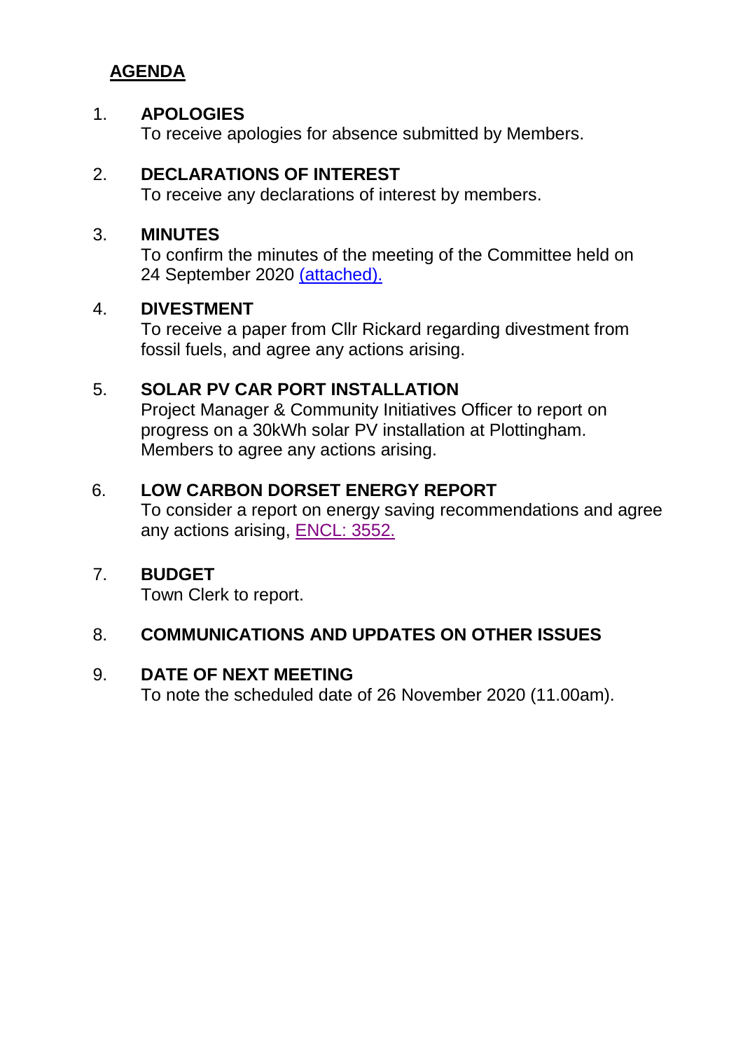## AGENDA

1. **APOLOGIES**
   To receive apologies for absence submitted by Members.

2. **DECLARATIONS OF INTEREST**
   To receive any declarations of interest by members.

3. **MINUTES**
   To confirm the minutes of the meeting of the Committee held on 24 September 2020 (attached).

4. **DIVESTMENT**
   To receive a paper from Cllr Rickard regarding divestment from fossil fuels, and agree any actions arising.

5. **SOLAR PV CAR PORT INSTALLATION**
   Project Manager & Community Initiatives Officer to report on progress on a 30kWh solar PV installation at Plottingham. Members to agree any actions arising.

6. **LOW CARBON DORSET ENERGY REPORT**
   To consider a report on energy saving recommendations and agree any actions arising, ENCL: 3552.

7. **BUDGET**
   Town Clerk to report.

8. **COMMUNICATIONS AND UPDATES ON OTHER ISSUES**

9. **DATE OF NEXT MEETING**
   To note the scheduled date of 26 November 2020 (11.00am).